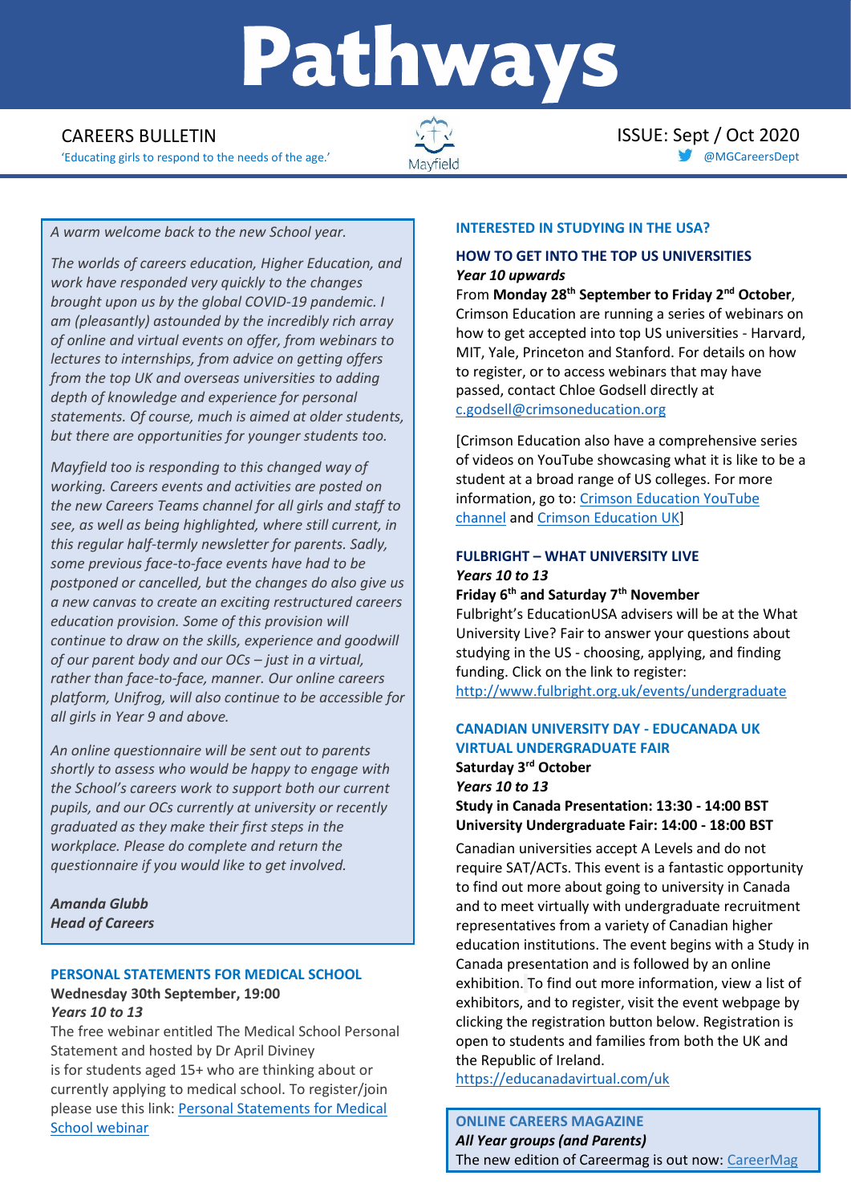# Pathways

CAREERS BULLETIN

'Educating girls to respond to the needs of the age.'

Mayfield

ISSUE: Sept / Oct 2020

@MGCareersDept

*A warm welcome back to the new School year.*

*The worlds of careers education, Higher Education, and work have responded very quickly to the changes brought upon us by the global COVID-19 pandemic. I am (pleasantly) astounded by the incredibly rich array of online and virtual events on offer, from webinars to lectures to internships, from advice on getting offers from the top UK and overseas universities to adding depth of knowledge and experience for personal statements. Of course, much is aimed at older students, but there are opportunities for younger students too.*

*Mayfield too is responding to this changed way of working. Careers events and activities are posted on the new Careers Teams channel for all girls and staff to see, as well as being highlighted, where still current, in this regular half-termly newsletter for parents. Sadly, some previous face-to-face events have had to be postponed or cancelled, but the changes do also give us a new canvas to create an exciting restructured careers education provision. Some of this provision will continue to draw on the skills, experience and goodwill of our parent body and our OCs – just in a virtual, rather than face-to-face, manner. Our online careers platform, Unifrog, will also continue to be accessible for all girls in Year 9 and above.*

*An online questionnaire will be sent out to parents shortly to assess who would be happy to engage with the School's careers work to support both our current pupils, and our OCs currently at university or recently graduated as they make their first steps in the workplace. Please do complete and return the questionnaire if you would like to get involved.*

***Amanda Glubb***
***Head of Careers***

## PERSONAL STATEMENTS FOR MEDICAL SCHOOL

**Wednesday 30th September, 19:00**

***Years 10 to 13***

The free webinar entitled The Medical School Personal Statement and hosted by Dr April Diviney is for students aged 15+ who are thinking about or currently applying to medical school. To register/join please use this link: Personal Statements for Medical School webinar

## INTERESTED IN STUDYING IN THE USA?

### HOW TO GET INTO THE TOP US UNIVERSITIES

***Year 10 upwards***

From **Monday 28th September to Friday 2nd October**, Crimson Education are running a series of webinars on how to get accepted into top US universities - Harvard, MIT, Yale, Princeton and Stanford. For details on how to register, or to access webinars that may have passed, contact Chloe Godsell directly at c.godsell@crimsoneducation.org

[Crimson Education also have a comprehensive series of videos on YouTube showcasing what it is like to be a student at a broad range of US colleges. For more information, go to: Crimson Education YouTube channel and Crimson Education UK]

### FULBRIGHT – WHAT UNIVERSITY LIVE

***Years 10 to 13***

**Friday 6th and Saturday 7th November**

Fulbright's EducationUSA advisers will be at the What University Live? Fair to answer your questions about studying in the US - choosing, applying, and finding funding. Click on the link to register: http://www.fulbright.org.uk/events/undergraduate

### CANADIAN UNIVERSITY DAY - EDUCANADA UK VIRTUAL UNDERGRADUATE FAIR

**Saturday 3rd October**

***Years 10 to 13***

**Study in Canada Presentation: 13:30 - 14:00 BST**
**University Undergraduate Fair: 14:00 - 18:00 BST**

Canadian universities accept A Levels and do not require SAT/ACTs. This event is a fantastic opportunity to find out more about going to university in Canada and to meet virtually with undergraduate recruitment representatives from a variety of Canadian higher education institutions. The event begins with a Study in Canada presentation and is followed by an online exhibition. To find out more information, view a list of exhibitors, and to register, visit the event webpage by clicking the registration button below. Registration is open to students and families from both the UK and the Republic of Ireland.

https://educanadavirtual.com/uk

## ONLINE CAREERS MAGAZINE

***All Year groups (and Parents)***

The new edition of Careermag is out now: CareerMag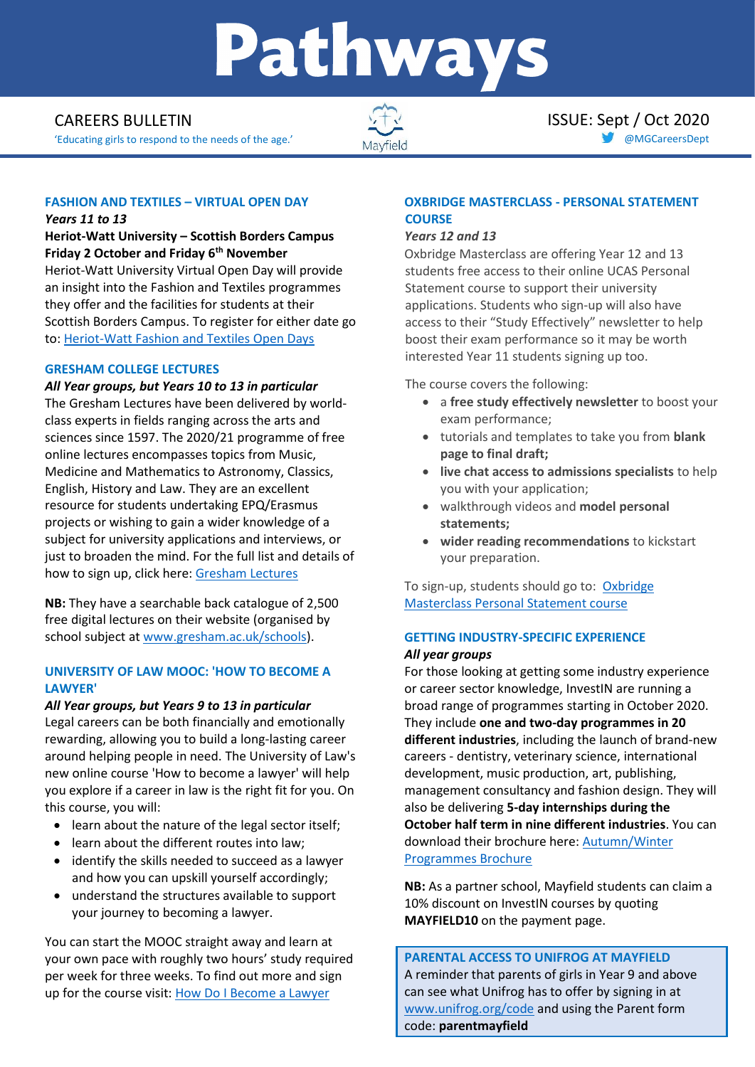# Pathways

CAREERS BULLETIN

'Educating girls to respond to the needs of the age.'

Mayfield

ISSUE: Sept / Oct 2020

@MGCareersDept

## FASHION AND TEXTILES – VIRTUAL OPEN DAY

***Years 11 to 13***

**Heriot-Watt University – Scottish Borders Campus**

**Friday 2 October and Friday 6th November**

Heriot-Watt University Virtual Open Day will provide an insight into the Fashion and Textiles programmes they offer and the facilities for students at their Scottish Borders Campus. To register for either date go to: Heriot-Watt Fashion and Textiles Open Days

## GRESHAM COLLEGE LECTURES

***All Year groups, but Years 10 to 13 in particular***

The Gresham Lectures have been delivered by world-class experts in fields ranging across the arts and sciences since 1597. The 2020/21 programme of free online lectures encompasses topics from Music, Medicine and Mathematics to Astronomy, Classics, English, History and Law. They are an excellent resource for students undertaking EPQ/Erasmus projects or wishing to gain a wider knowledge of a subject for university applications and interviews, or just to broaden the mind. For the full list and details of how to sign up, click here: Gresham Lectures

**NB:** They have a searchable back catalogue of 2,500 free digital lectures on their website (organised by school subject at www.gresham.ac.uk/schools).

## UNIVERSITY OF LAW MOOC: 'HOW TO BECOME A LAWYER'

***All Year groups, but Years 9 to 13 in particular***

Legal careers can be both financially and emotionally rewarding, allowing you to build a long-lasting career around helping people in need. The University of Law's new online course 'How to become a lawyer' will help you explore if a career in law is the right fit for you. On this course, you will:

- learn about the nature of the legal sector itself;
- learn about the different routes into law;
- identify the skills needed to succeed as a lawyer and how you can upskill yourself accordingly;
- understand the structures available to support your journey to becoming a lawyer.

You can start the MOOC straight away and learn at your own pace with roughly two hours' study required per week for three weeks. To find out more and sign up for the course visit: How Do I Become a Lawyer

## OXBRIDGE MASTERCLASS - PERSONAL STATEMENT COURSE

***Years 12 and 13***

Oxbridge Masterclass are offering Year 12 and 13 students free access to their online UCAS Personal Statement course to support their university applications. Students who sign-up will also have access to their "Study Effectively" newsletter to help boost their exam performance so it may be worth interested Year 11 students signing up too.

The course covers the following:

- a **free study effectively newsletter** to boost your exam performance;
- tutorials and templates to take you from **blank page to final draft;**
- **live chat access to admissions specialists** to help you with your application;
- walkthrough videos and **model personal statements;**
- **wider reading recommendations** to kickstart your preparation.

To sign-up, students should go to: Oxbridge Masterclass Personal Statement course

## GETTING INDUSTRY-SPECIFIC EXPERIENCE

***All year groups***

For those looking at getting some industry experience or career sector knowledge, InvestIN are running a broad range of programmes starting in October 2020. They include **one and two-day programmes in 20 different industries**, including the launch of brand-new careers - dentistry, veterinary science, international development, music production, art, publishing, management consultancy and fashion design. They will also be delivering **5-day internships during the October half term in nine different industries**. You can download their brochure here: Autumn/Winter Programmes Brochure

**NB:** As a partner school, Mayfield students can claim a 10% discount on InvestIN courses by quoting **MAYFIELD10** on the payment page.

## PARENTAL ACCESS TO UNIFROG AT MAYFIELD

A reminder that parents of girls in Year 9 and above can see what Unifrog has to offer by signing in at www.unifrog.org/code and using the Parent form code: **parentmayfield**